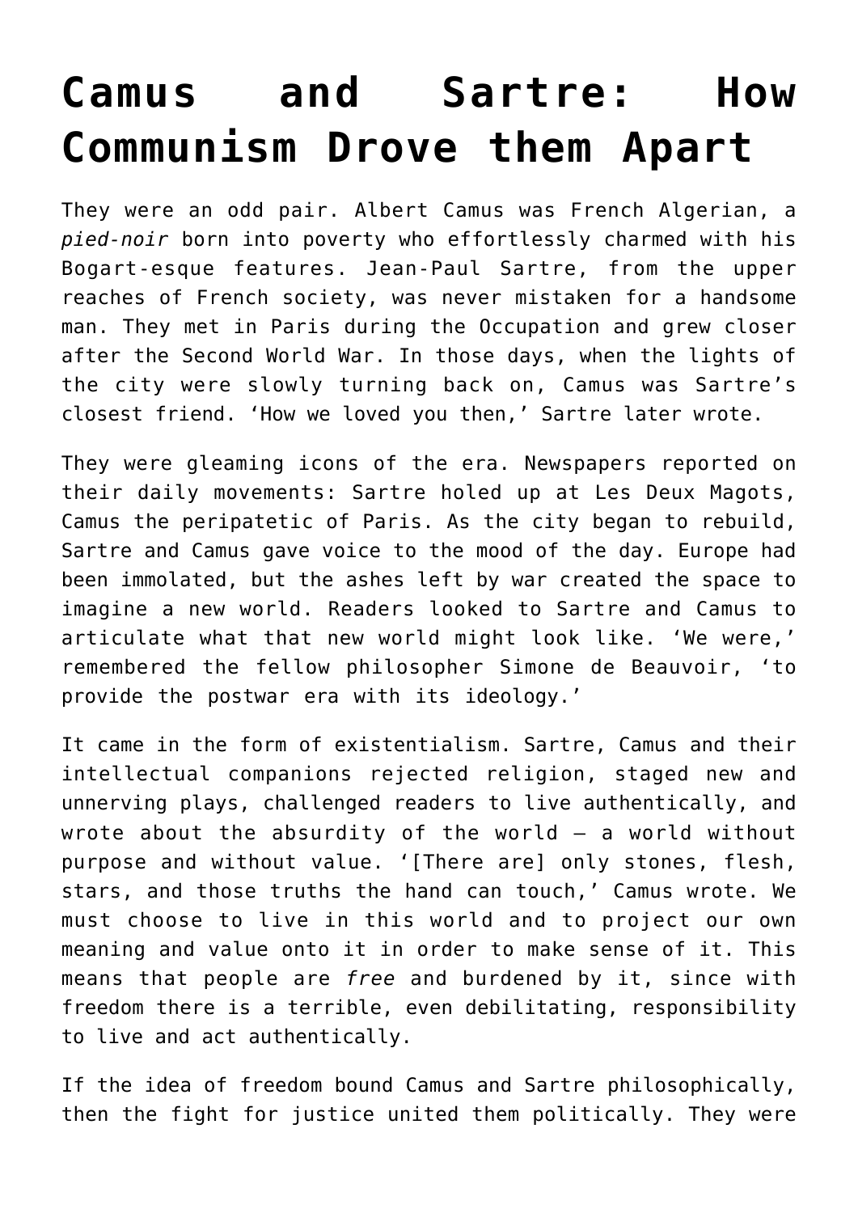# Camus and Sartre: How Communism Drove them Apart

They were an odd pair. Albert Camus was French Algerian, a *pied-noir* born into poverty who effortlessly charmed with his Bogart-esque features. Jean-Paul Sartre, from the upper reaches of French society, was never mistaken for a handsome man. They met in Paris during the Occupation and grew closer after the Second World War. In those days, when the lights of the city were slowly turning back on, Camus was Sartre's closest friend. 'How we loved you then,' Sartre later wrote.

They were gleaming icons of the era. Newspapers reported on their daily movements: Sartre holed up at Les Deux Magots, Camus the peripatetic of Paris. As the city began to rebuild, Sartre and Camus gave voice to the mood of the day. Europe had been immolated, but the ashes left by war created the space to imagine a new world. Readers looked to Sartre and Camus to articulate what that new world might look like. 'We were,' remembered the fellow philosopher Simone de Beauvoir, 'to provide the postwar era with its ideology.'

It came in the form of existentialism. Sartre, Camus and their intellectual companions rejected religion, staged new and unnerving plays, challenged readers to live authentically, and wrote about the absurdity of the world – a world without purpose and without value. '[There are] only stones, flesh, stars, and those truths the hand can touch,' Camus wrote. We must choose to live in this world and to project our own meaning and value onto it in order to make sense of it. This means that people are *free* and burdened by it, since with freedom there is a terrible, even debilitating, responsibility to live and act authentically.

If the idea of freedom bound Camus and Sartre philosophically, then the fight for justice united them politically. They were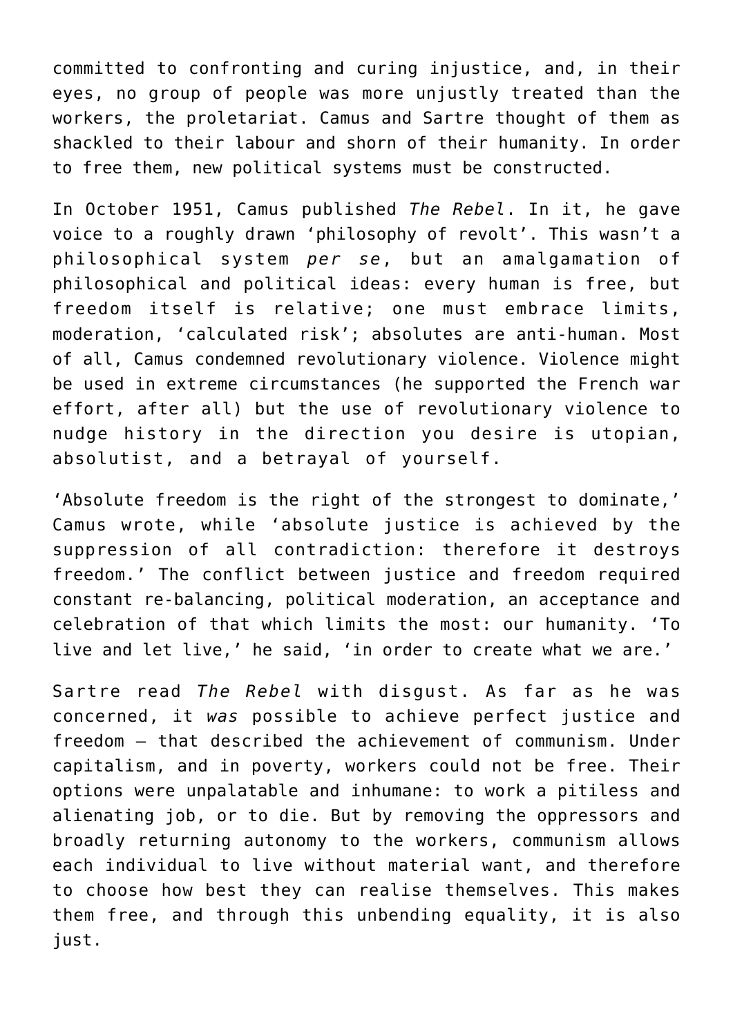committed to confronting and curing injustice, and, in their eyes, no group of people was more unjustly treated than the workers, the proletariat. Camus and Sartre thought of them as shackled to their labour and shorn of their humanity. In order to free them, new political systems must be constructed.

In October 1951, Camus published *The Rebel*. In it, he gave voice to a roughly drawn 'philosophy of revolt'. This wasn't a philosophical system *per se*, but an amalgamation of philosophical and political ideas: every human is free, but freedom itself is relative; one must embrace limits, moderation, 'calculated risk'; absolutes are anti-human. Most of all, Camus condemned revolutionary violence. Violence might be used in extreme circumstances (he supported the French war effort, after all) but the use of revolutionary violence to nudge history in the direction you desire is utopian, absolutist, and a betrayal of yourself.

'Absolute freedom is the right of the strongest to dominate,' Camus wrote, while 'absolute justice is achieved by the suppression of all contradiction: therefore it destroys freedom.' The conflict between justice and freedom required constant re-balancing, political moderation, an acceptance and celebration of that which limits the most: our humanity. 'To live and let live,' he said, 'in order to create what we are.'

Sartre read *The Rebel* with disgust. As far as he was concerned, it *was* possible to achieve perfect justice and freedom – that described the achievement of communism. Under capitalism, and in poverty, workers could not be free. Their options were unpalatable and inhumane: to work a pitiless and alienating job, or to die. But by removing the oppressors and broadly returning autonomy to the workers, communism allows each individual to live without material want, and therefore to choose how best they can realise themselves. This makes them free, and through this unbending equality, it is also just.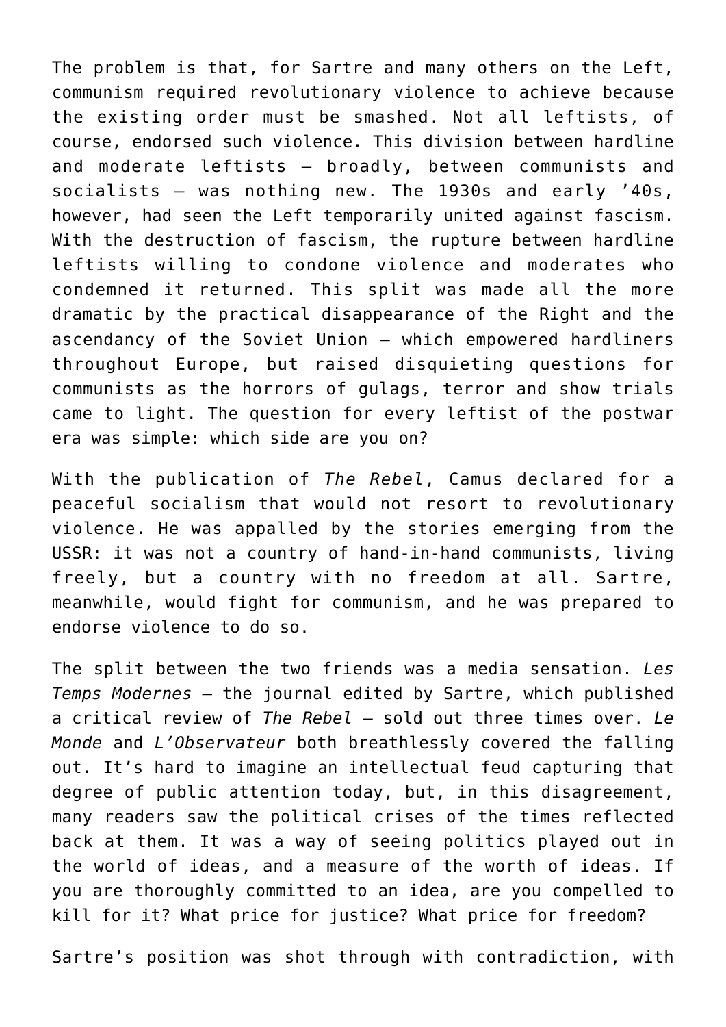The problem is that, for Sartre and many others on the Left, communism required revolutionary violence to achieve because the existing order must be smashed. Not all leftists, of course, endorsed such violence. This division between hardline and moderate leftists – broadly, between communists and socialists – was nothing new. The 1930s and early '40s, however, had seen the Left temporarily united against fascism. With the destruction of fascism, the rupture between hardline leftists willing to condone violence and moderates who condemned it returned. This split was made all the more dramatic by the practical disappearance of the Right and the ascendancy of the Soviet Union – which empowered hardliners throughout Europe, but raised disquieting questions for communists as the horrors of gulags, terror and show trials came to light. The question for every leftist of the postwar era was simple: which side are you on?

With the publication of *The Rebel*, Camus declared for a peaceful socialism that would not resort to revolutionary violence. He was appalled by the stories emerging from the USSR: it was not a country of hand-in-hand communists, living freely, but a country with no freedom at all. Sartre, meanwhile, would fight for communism, and he was prepared to endorse violence to do so.

The split between the two friends was a media sensation. *Les Temps Modernes* – the journal edited by Sartre, which published a critical review of *The Rebel* – sold out three times over. *Le Monde* and *L'Observateur* both breathlessly covered the falling out. It's hard to imagine an intellectual feud capturing that degree of public attention today, but, in this disagreement, many readers saw the political crises of the times reflected back at them. It was a way of seeing politics played out in the world of ideas, and a measure of the worth of ideas. If you are thoroughly committed to an idea, are you compelled to kill for it? What price for justice? What price for freedom?

Sartre's position was shot through with contradiction, with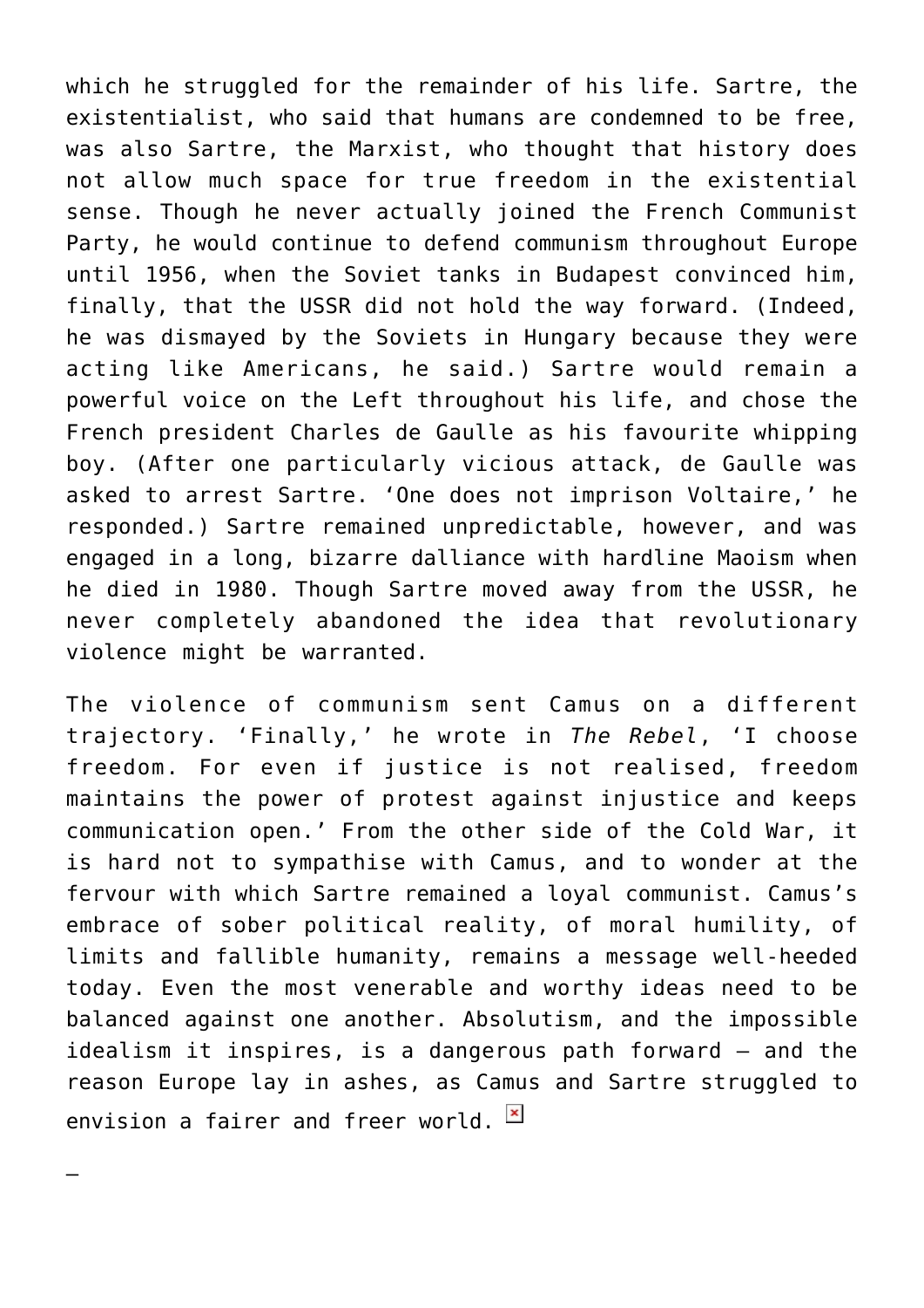which he struggled for the remainder of his life. Sartre, the existentialist, who said that humans are condemned to be free, was also Sartre, the Marxist, who thought that history does not allow much space for true freedom in the existential sense. Though he never actually joined the French Communist Party, he would continue to defend communism throughout Europe until 1956, when the Soviet tanks in Budapest convinced him, finally, that the USSR did not hold the way forward. (Indeed, he was dismayed by the Soviets in Hungary because they were acting like Americans, he said.) Sartre would remain a powerful voice on the Left throughout his life, and chose the French president Charles de Gaulle as his favourite whipping boy. (After one particularly vicious attack, de Gaulle was asked to arrest Sartre. 'One does not imprison Voltaire,' he responded.) Sartre remained unpredictable, however, and was engaged in a long, bizarre dalliance with hardline Maoism when he died in 1980. Though Sartre moved away from the USSR, he never completely abandoned the idea that revolutionary violence might be warranted.

The violence of communism sent Camus on a different trajectory. 'Finally,' he wrote in *The Rebel*, 'I choose freedom. For even if justice is not realised, freedom maintains the power of protest against injustice and keeps communication open.' From the other side of the Cold War, it is hard not to sympathise with Camus, and to wonder at the fervour with which Sartre remained a loyal communist. Camus's embrace of sober political reality, of moral humility, of limits and fallible humanity, remains a message well-heeded today. Even the most venerable and worthy ideas need to be balanced against one another. Absolutism, and the impossible idealism it inspires, is a dangerous path forward – and the reason Europe lay in ashes, as Camus and Sartre struggled to envision a fairer and freer world.

—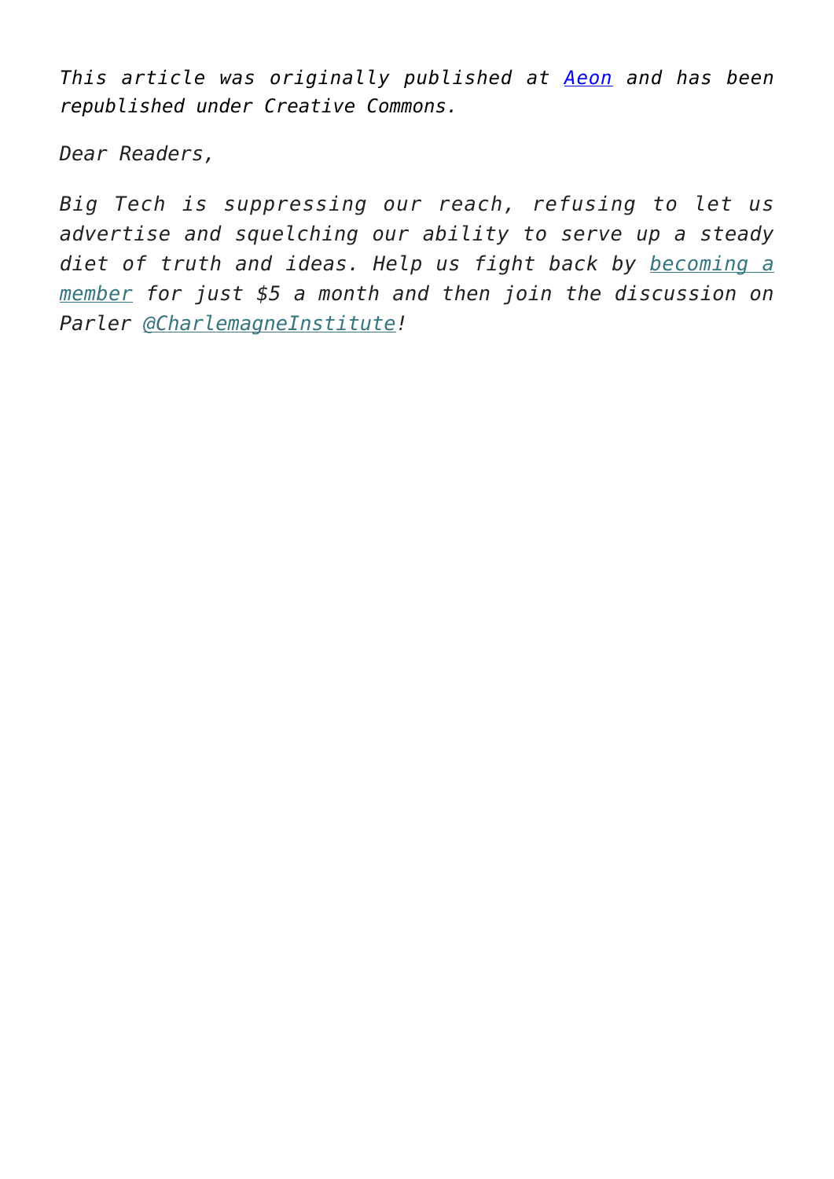*This article was originally published at [Aeon]() and has been republished under Creative Commons.*

*Dear Readers,*

*Big Tech is suppressing our reach, refusing to let us advertise and squelching our ability to serve up a steady diet of truth and ideas. Help us fight back by [becoming a member]() for just $5 a month and then join the discussion on Parler [@CharlemagneInstitute]()!*